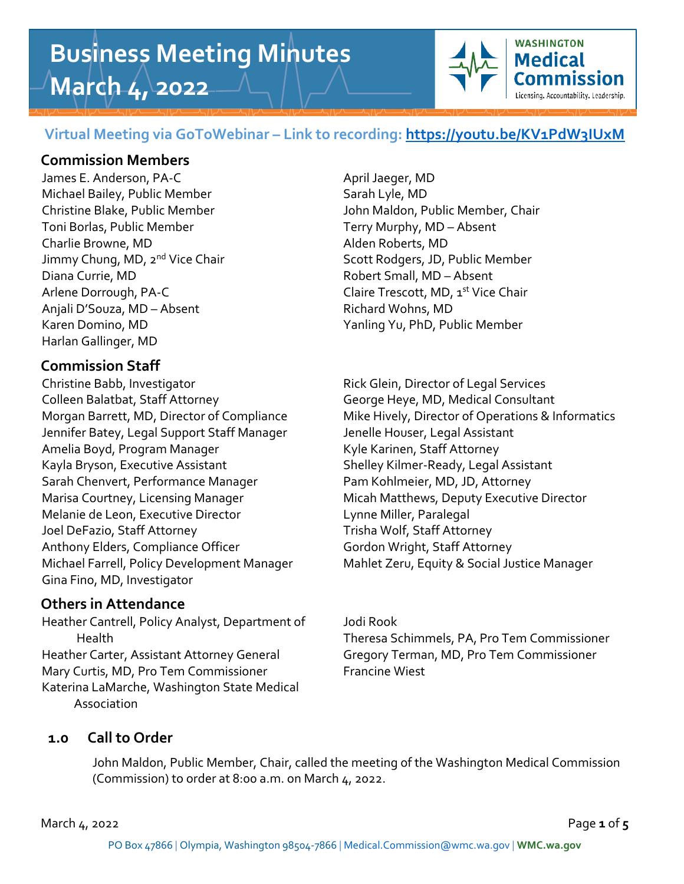# Business Meeting Minutes
# March 4, 2022

**Virtual Meeting via GoToWebinar – Link to recording: https://youtu.be/KV1PdW3IUxM**

## Commission Members

James E. Anderson, PA-C
Michael Bailey, Public Member
Christine Blake, Public Member
Toni Borlas, Public Member
Charlie Browne, MD
Jimmy Chung, MD, 2nd Vice Chair
Diana Currie, MD
Arlene Dorrough, PA-C
Anjali D'Souza, MD – Absent
Karen Domino, MD
Harlan Gallinger, MD
April Jaeger, MD
Sarah Lyle, MD
John Maldon, Public Member, Chair
Terry Murphy, MD – Absent
Alden Roberts, MD
Scott Rodgers, JD, Public Member
Robert Small, MD – Absent
Claire Trescott, MD, 1st Vice Chair
Richard Wohns, MD
Yanling Yu, PhD, Public Member

## Commission Staff

Christine Babb, Investigator
Colleen Balatbat, Staff Attorney
Morgan Barrett, MD, Director of Compliance
Jennifer Batey, Legal Support Staff Manager
Amelia Boyd, Program Manager
Kayla Bryson, Executive Assistant
Sarah Chenvert, Performance Manager
Marisa Courtney, Licensing Manager
Melanie de Leon, Executive Director
Joel DeFazio, Staff Attorney
Anthony Elders, Compliance Officer
Michael Farrell, Policy Development Manager
Gina Fino, MD, Investigator
Rick Glein, Director of Legal Services
George Heye, MD, Medical Consultant
Mike Hively, Director of Operations & Informatics
Jenelle Houser, Legal Assistant
Kyle Karinen, Staff Attorney
Shelley Kilmer-Ready, Legal Assistant
Pam Kohlmeier, MD, JD, Attorney
Micah Matthews, Deputy Executive Director
Lynne Miller, Paralegal
Trisha Wolf, Staff Attorney
Gordon Wright, Staff Attorney
Mahlet Zeru, Equity & Social Justice Manager

## Others in Attendance

Heather Cantrell, Policy Analyst, Department of Health
Heather Carter, Assistant Attorney General
Mary Curtis, MD, Pro Tem Commissioner
Katerina LaMarche, Washington State Medical Association
Jodi Rook
Theresa Schimmels, PA, Pro Tem Commissioner
Gregory Terman, MD, Pro Tem Commissioner
Francine Wiest

## 1.0 Call to Order

John Maldon, Public Member, Chair, called the meeting of the Washington Medical Commission (Commission) to order at 8:00 a.m. on March 4, 2022.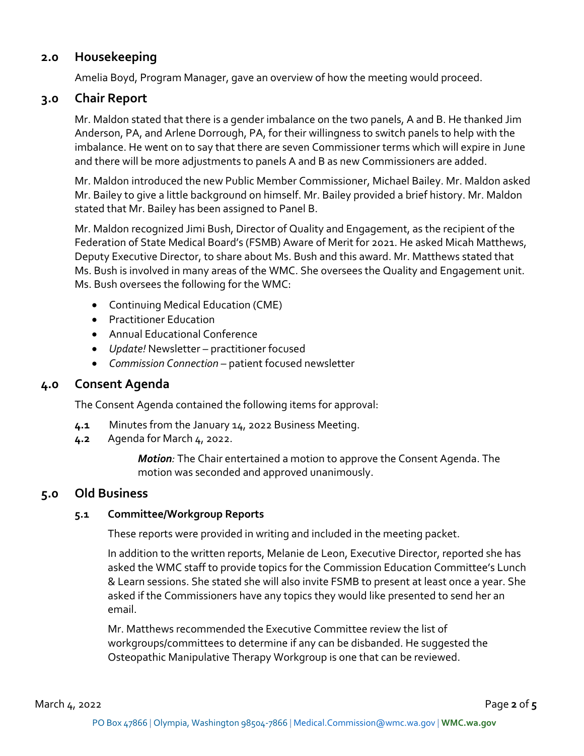## 2.0 Housekeeping

Amelia Boyd, Program Manager, gave an overview of how the meeting would proceed.

## 3.0 Chair Report

Mr. Maldon stated that there is a gender imbalance on the two panels, A and B. He thanked Jim Anderson, PA, and Arlene Dorrough, PA, for their willingness to switch panels to help with the imbalance. He went on to say that there are seven Commissioner terms which will expire in June and there will be more adjustments to panels A and B as new Commissioners are added.

Mr. Maldon introduced the new Public Member Commissioner, Michael Bailey. Mr. Maldon asked Mr. Bailey to give a little background on himself. Mr. Bailey provided a brief history. Mr. Maldon stated that Mr. Bailey has been assigned to Panel B.

Mr. Maldon recognized Jimi Bush, Director of Quality and Engagement, as the recipient of the Federation of State Medical Board's (FSMB) Aware of Merit for 2021. He asked Micah Matthews, Deputy Executive Director, to share about Ms. Bush and this award. Mr. Matthews stated that Ms. Bush is involved in many areas of the WMC. She oversees the Quality and Engagement unit. Ms. Bush oversees the following for the WMC:

- Continuing Medical Education (CME)
- Practitioner Education
- Annual Educational Conference
- *Update!* Newsletter – practitioner focused
- *Commission Connection* – patient focused newsletter

## 4.0 Consent Agenda

The Consent Agenda contained the following items for approval:

**4.1** Minutes from the January 14, 2022 Business Meeting.
**4.2** Agenda for March 4, 2022.

> ***Motion**:* The Chair entertained a motion to approve the Consent Agenda. The motion was seconded and approved unanimously.

## 5.0 Old Business

### 5.1 Committee/Workgroup Reports

These reports were provided in writing and included in the meeting packet.

In addition to the written reports, Melanie de Leon, Executive Director, reported she has asked the WMC staff to provide topics for the Commission Education Committee's Lunch & Learn sessions. She stated she will also invite FSMB to present at least once a year. She asked if the Commissioners have any topics they would like presented to send her an email.

Mr. Matthews recommended the Executive Committee review the list of workgroups/committees to determine if any can be disbanded. He suggested the Osteopathic Manipulative Therapy Workgroup is one that can be reviewed.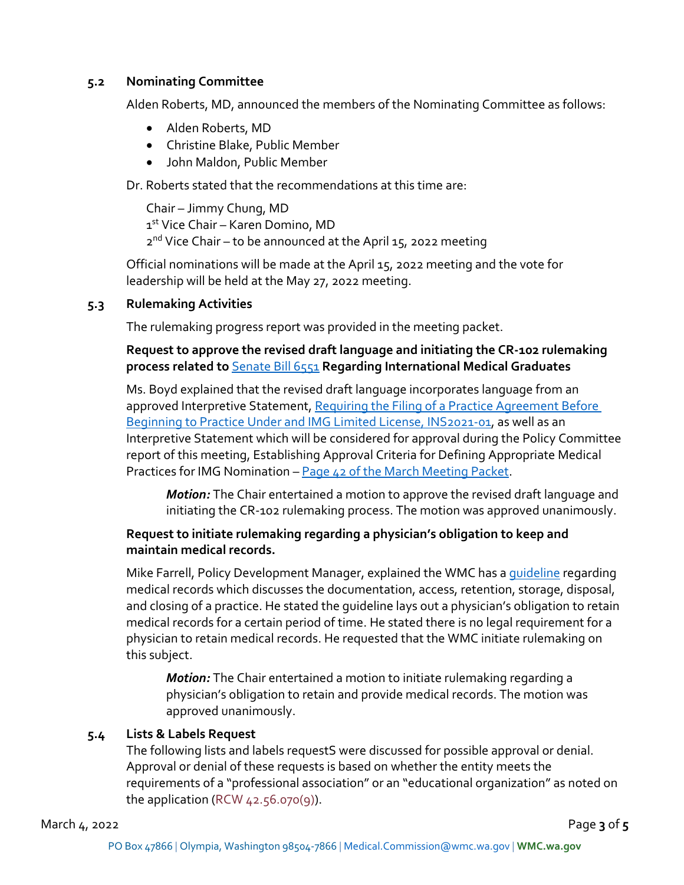### 5.2 Nominating Committee

Alden Roberts, MD, announced the members of the Nominating Committee as follows:

- Alden Roberts, MD
- Christine Blake, Public Member
- John Maldon, Public Member

Dr. Roberts stated that the recommendations at this time are:

Chair – Jimmy Chung, MD
1st Vice Chair – Karen Domino, MD
2nd Vice Chair – to be announced at the April 15, 2022 meeting

Official nominations will be made at the April 15, 2022 meeting and the vote for leadership will be held at the May 27, 2022 meeting.

### 5.3 Rulemaking Activities

The rulemaking progress report was provided in the meeting packet.

**Request to approve the revised draft language and initiating the CR-102 rulemaking process related to Senate Bill 6551 Regarding International Medical Graduates**

Ms. Boyd explained that the revised draft language incorporates language from an approved Interpretive Statement, Requiring the Filing of a Practice Agreement Before Beginning to Practice Under and IMG Limited License, INS2021-01, as well as an Interpretive Statement which will be considered for approval during the Policy Committee report of this meeting, Establishing Approval Criteria for Defining Appropriate Medical Practices for IMG Nomination – Page 42 of the March Meeting Packet.

> ***Motion:*** The Chair entertained a motion to approve the revised draft language and initiating the CR-102 rulemaking process. The motion was approved unanimously.

**Request to initiate rulemaking regarding a physician's obligation to keep and maintain medical records.**

Mike Farrell, Policy Development Manager, explained the WMC has a guideline regarding medical records which discusses the documentation, access, retention, storage, disposal, and closing of a practice. He stated the guideline lays out a physician's obligation to retain medical records for a certain period of time. He stated there is no legal requirement for a physician to retain medical records. He requested that the WMC initiate rulemaking on this subject.

> ***Motion:*** The Chair entertained a motion to initiate rulemaking regarding a physician's obligation to retain and provide medical records. The motion was approved unanimously.

### 5.4 Lists & Labels Request

The following lists and labels requestS were discussed for possible approval or denial. Approval or denial of these requests is based on whether the entity meets the requirements of a "professional association" or an "educational organization" as noted on the application (RCW 42.56.070(9)).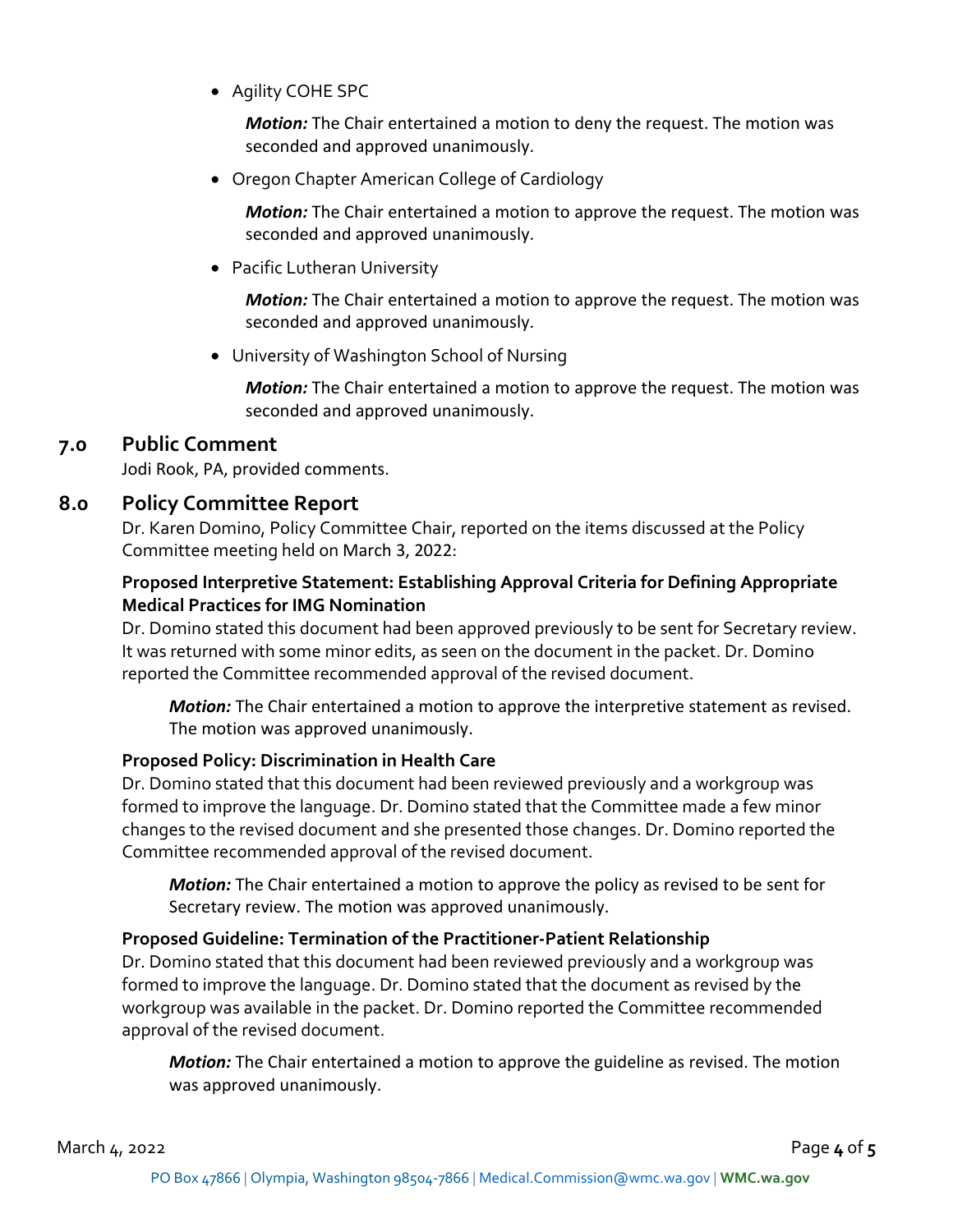- Agility COHE SPC

  ***Motion:*** The Chair entertained a motion to deny the request. The motion was seconded and approved unanimously.

- Oregon Chapter American College of Cardiology

  ***Motion:*** The Chair entertained a motion to approve the request. The motion was seconded and approved unanimously.

- Pacific Lutheran University

  ***Motion:*** The Chair entertained a motion to approve the request. The motion was seconded and approved unanimously.

- University of Washington School of Nursing

  ***Motion:*** The Chair entertained a motion to approve the request. The motion was seconded and approved unanimously.

## 7.0 Public Comment

Jodi Rook, PA, provided comments.

## 8.0 Policy Committee Report

Dr. Karen Domino, Policy Committee Chair, reported on the items discussed at the Policy Committee meeting held on March 3, 2022:

**Proposed Interpretive Statement: Establishing Approval Criteria for Defining Appropriate Medical Practices for IMG Nomination**

Dr. Domino stated this document had been approved previously to be sent for Secretary review. It was returned with some minor edits, as seen on the document in the packet. Dr. Domino reported the Committee recommended approval of the revised document.

> ***Motion:*** The Chair entertained a motion to approve the interpretive statement as revised. The motion was approved unanimously.

**Proposed Policy: Discrimination in Health Care**

Dr. Domino stated that this document had been reviewed previously and a workgroup was formed to improve the language. Dr. Domino stated that the Committee made a few minor changes to the revised document and she presented those changes. Dr. Domino reported the Committee recommended approval of the revised document.

> ***Motion:*** The Chair entertained a motion to approve the policy as revised to be sent for Secretary review. The motion was approved unanimously.

**Proposed Guideline: Termination of the Practitioner-Patient Relationship**

Dr. Domino stated that this document had been reviewed previously and a workgroup was formed to improve the language. Dr. Domino stated that the document as revised by the workgroup was available in the packet. Dr. Domino reported the Committee recommended approval of the revised document.

> ***Motion:*** The Chair entertained a motion to approve the guideline as revised. The motion was approved unanimously.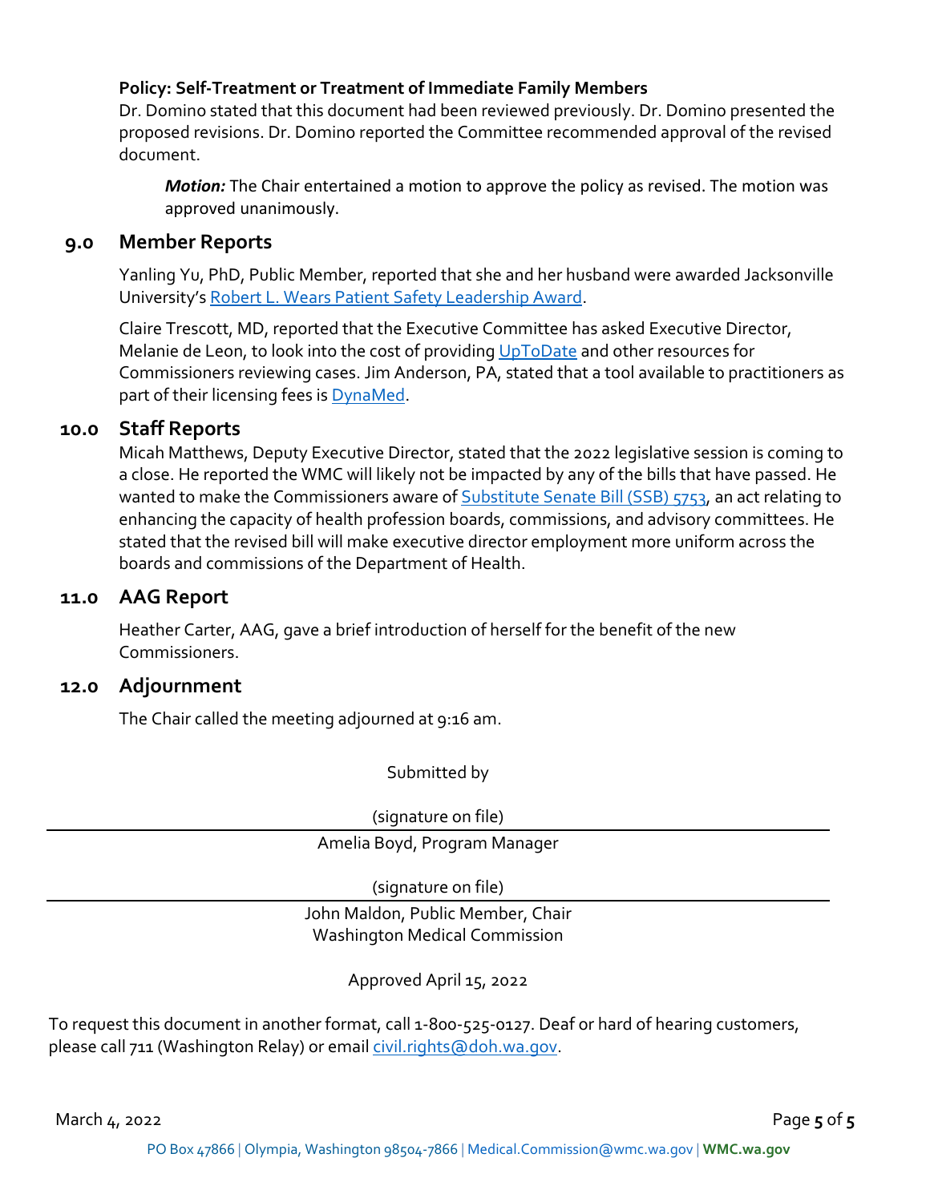**Policy: Self-Treatment or Treatment of Immediate Family Members**

Dr. Domino stated that this document had been reviewed previously. Dr. Domino presented the proposed revisions. Dr. Domino reported the Committee recommended approval of the revised document.

> ***Motion:*** The Chair entertained a motion to approve the policy as revised. The motion was approved unanimously.

## 9.0 Member Reports

Yanling Yu, PhD, Public Member, reported that she and her husband were awarded Jacksonville University's [Robert L. Wears Patient Safety Leadership Award](#).

Claire Trescott, MD, reported that the Executive Committee has asked Executive Director, Melanie de Leon, to look into the cost of providing [UpToDate](#) and other resources for Commissioners reviewing cases. Jim Anderson, PA, stated that a tool available to practitioners as part of their licensing fees is [DynaMed](#).

## 10.0 Staff Reports

Micah Matthews, Deputy Executive Director, stated that the 2022 legislative session is coming to a close. He reported the WMC will likely not be impacted by any of the bills that have passed. He wanted to make the Commissioners aware of [Substitute Senate Bill (SSB) 5753](#), an act relating to enhancing the capacity of health profession boards, commissions, and advisory committees. He stated that the revised bill will make executive director employment more uniform across the boards and commissions of the Department of Health.

## 11.0 AAG Report

Heather Carter, AAG, gave a brief introduction of herself for the benefit of the new Commissioners.

## 12.0 Adjournment

The Chair called the meeting adjourned at 9:16 am.

Submitted by

(signature on file)

Amelia Boyd, Program Manager

(signature on file)

John Maldon, Public Member, Chair
Washington Medical Commission

Approved April 15, 2022

To request this document in another format, call 1-800-525-0127. Deaf or hard of hearing customers, please call 711 (Washington Relay) or email civil.rights@doh.wa.gov.